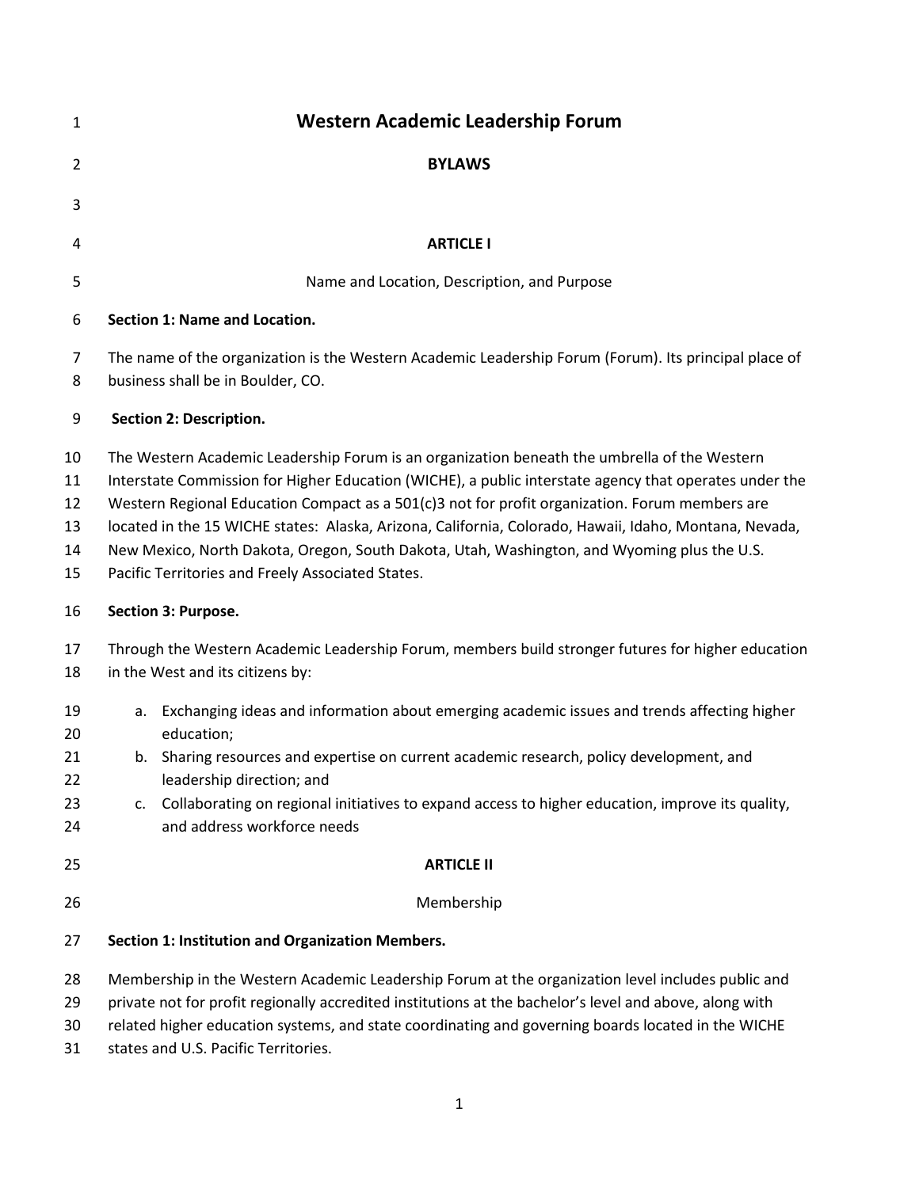# Western Academic Leadership Forum

## BYLAWS

### ARTICLE I

Name and Location, Description, and Purpose

**Section 1: Name and Location.**

The name of the organization is the Western Academic Leadership Forum (Forum). Its principal place of business shall be in Boulder, CO.

**Section 2: Description.**

The Western Academic Leadership Forum is an organization beneath the umbrella of the Western Interstate Commission for Higher Education (WICHE), a public interstate agency that operates under the Western Regional Education Compact as a 501(c)3 not for profit organization. Forum members are located in the 15 WICHE states: Alaska, Arizona, California, Colorado, Hawaii, Idaho, Montana, Nevada, New Mexico, North Dakota, Oregon, South Dakota, Utah, Washington, and Wyoming plus the U.S. Pacific Territories and Freely Associated States.

**Section 3: Purpose.**

Through the Western Academic Leadership Forum, members build stronger futures for higher education in the West and its citizens by:

a. Exchanging ideas and information about emerging academic issues and trends affecting higher education;
b. Sharing resources and expertise on current academic research, policy development, and leadership direction; and
c. Collaborating on regional initiatives to expand access to higher education, improve its quality, and address workforce needs

### ARTICLE II

Membership

**Section 1: Institution and Organization Members.**

Membership in the Western Academic Leadership Forum at the organization level includes public and private not for profit regionally accredited institutions at the bachelor's level and above, along with related higher education systems, and state coordinating and governing boards located in the WICHE states and U.S. Pacific Territories.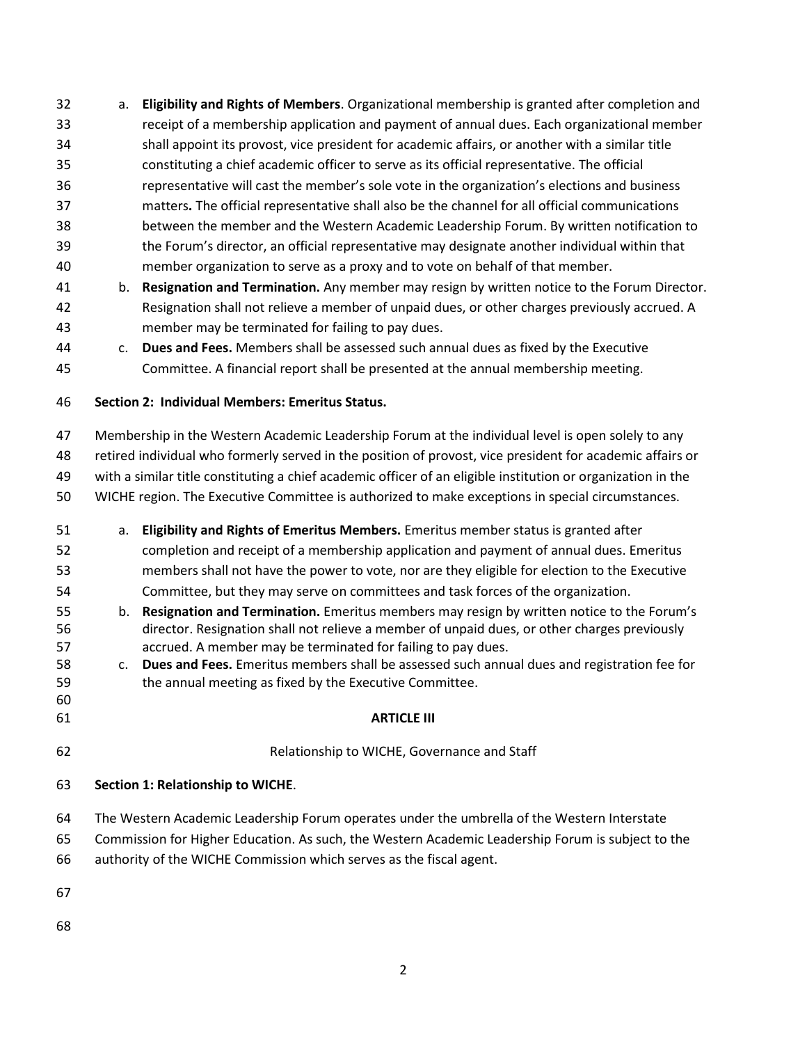a. **Eligibility and Rights of Members**. Organizational membership is granted after completion and receipt of a membership application and payment of annual dues. Each organizational member shall appoint its provost, vice president for academic affairs, or another with a similar title constituting a chief academic officer to serve as its official representative. The official representative will cast the member's sole vote in the organization's elections and business matters**.** The official representative shall also be the channel for all official communications between the member and the Western Academic Leadership Forum. By written notification to the Forum's director, an official representative may designate another individual within that member organization to serve as a proxy and to vote on behalf of that member.

b. **Resignation and Termination.** Any member may resign by written notice to the Forum Director. Resignation shall not relieve a member of unpaid dues, or other charges previously accrued. A member may be terminated for failing to pay dues.

c. **Dues and Fees.** Members shall be assessed such annual dues as fixed by the Executive Committee. A financial report shall be presented at the annual membership meeting.

**Section 2: Individual Members: Emeritus Status.**

Membership in the Western Academic Leadership Forum at the individual level is open solely to any retired individual who formerly served in the position of provost, vice president for academic affairs or with a similar title constituting a chief academic officer of an eligible institution or organization in the WICHE region. The Executive Committee is authorized to make exceptions in special circumstances.

a. **Eligibility and Rights of Emeritus Members.** Emeritus member status is granted after completion and receipt of a membership application and payment of annual dues. Emeritus members shall not have the power to vote, nor are they eligible for election to the Executive Committee, but they may serve on committees and task forces of the organization.

b. **Resignation and Termination.** Emeritus members may resign by written notice to the Forum's director. Resignation shall not relieve a member of unpaid dues, or other charges previously accrued. A member may be terminated for failing to pay dues.

c. **Dues and Fees.** Emeritus members shall be assessed such annual dues and registration fee for the annual meeting as fixed by the Executive Committee.

## ARTICLE III

Relationship to WICHE, Governance and Staff

**Section 1: Relationship to WICHE**.

The Western Academic Leadership Forum operates under the umbrella of the Western Interstate Commission for Higher Education. As such, the Western Academic Leadership Forum is subject to the authority of the WICHE Commission which serves as the fiscal agent.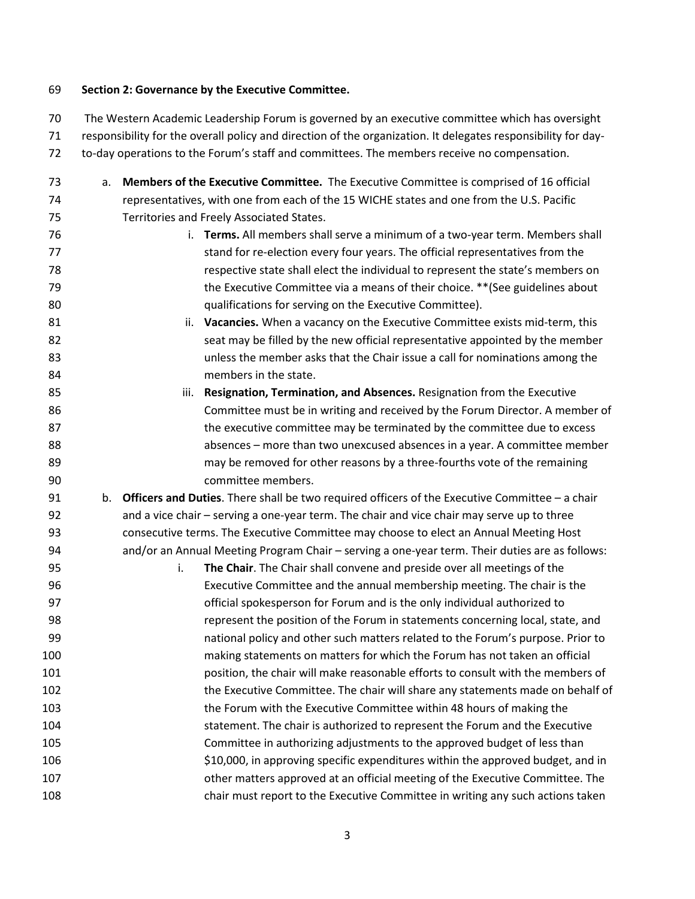**Section 2: Governance by the Executive Committee.**

The Western Academic Leadership Forum is governed by an executive committee which has oversight responsibility for the overall policy and direction of the organization. It delegates responsibility for day-to-day operations to the Forum's staff and committees. The members receive no compensation.

a. **Members of the Executive Committee.** The Executive Committee is comprised of 16 official representatives, with one from each of the 15 WICHE states and one from the U.S. Pacific Territories and Freely Associated States.

   i. **Terms.** All members shall serve a minimum of a two-year term. Members shall stand for re-election every four years. The official representatives from the respective state shall elect the individual to represent the state's members on the Executive Committee via a means of their choice. **(See guidelines about qualifications for serving on the Executive Committee).

   ii. **Vacancies.** When a vacancy on the Executive Committee exists mid-term, this seat may be filled by the new official representative appointed by the member unless the member asks that the Chair issue a call for nominations among the members in the state.

   iii. **Resignation, Termination, and Absences.** Resignation from the Executive Committee must be in writing and received by the Forum Director. A member of the executive committee may be terminated by the committee due to excess absences – more than two unexcused absences in a year. A committee member may be removed for other reasons by a three-fourths vote of the remaining committee members.

b. **Officers and Duties**. There shall be two required officers of the Executive Committee – a chair and a vice chair – serving a one-year term. The chair and vice chair may serve up to three consecutive terms. The Executive Committee may choose to elect an Annual Meeting Host and/or an Annual Meeting Program Chair – serving a one-year term. Their duties are as follows:

   i. **The Chair**. The Chair shall convene and preside over all meetings of the Executive Committee and the annual membership meeting. The chair is the official spokesperson for Forum and is the only individual authorized to represent the position of the Forum in statements concerning local, state, and national policy and other such matters related to the Forum's purpose. Prior to making statements on matters for which the Forum has not taken an official position, the chair will make reasonable efforts to consult with the members of the Executive Committee. The chair will share any statements made on behalf of the Forum with the Executive Committee within 48 hours of making the statement. The chair is authorized to represent the Forum and the Executive Committee in authorizing adjustments to the approved budget of less than $10,000, in approving specific expenditures within the approved budget, and in other matters approved at an official meeting of the Executive Committee. The chair must report to the Executive Committee in writing any such actions taken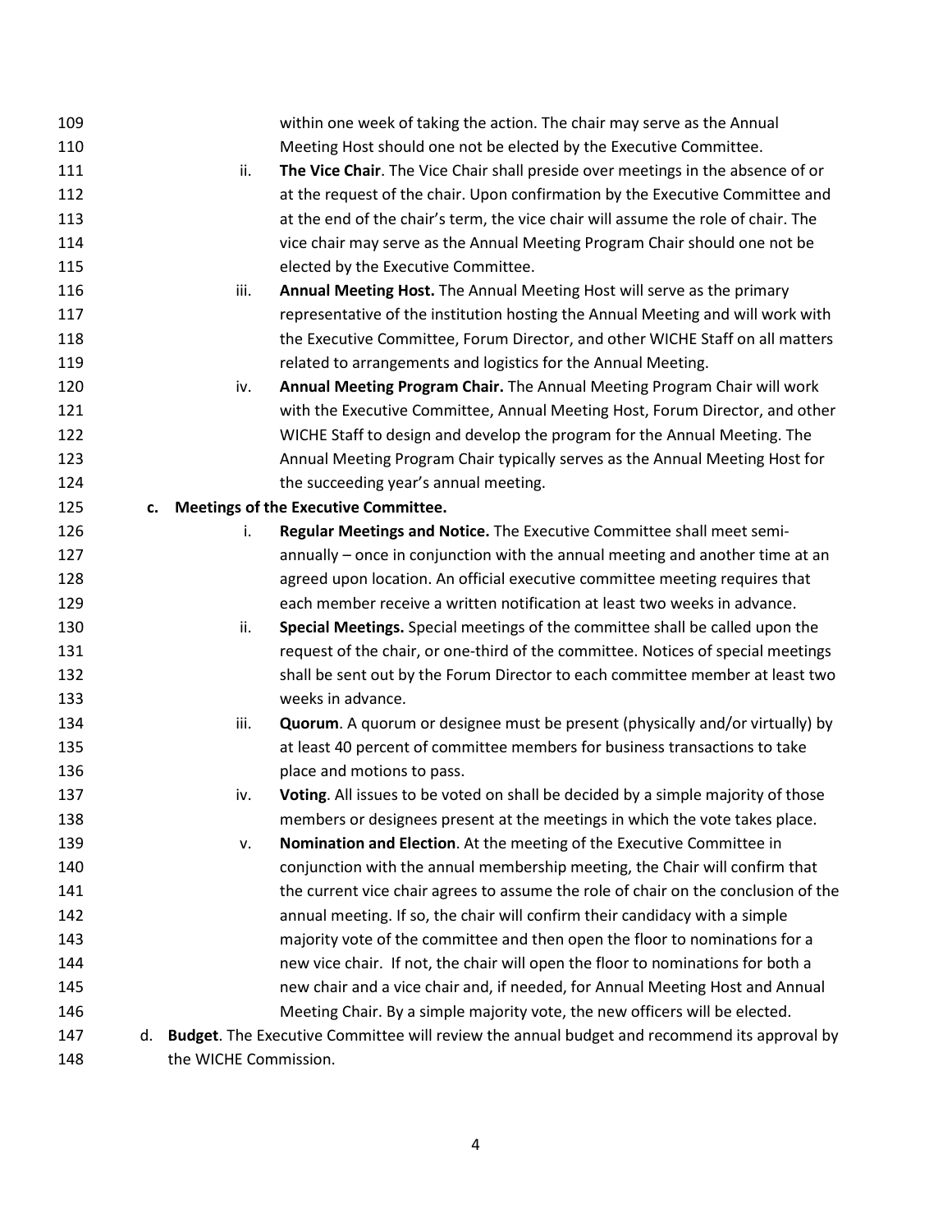within one week of taking the action. The chair may serve as the Annual Meeting Host should one not be elected by the Executive Committee.

ii. **The Vice Chair**. The Vice Chair shall preside over meetings in the absence of or at the request of the chair. Upon confirmation by the Executive Committee and at the end of the chair's term, the vice chair will assume the role of chair. The vice chair may serve as the Annual Meeting Program Chair should one not be elected by the Executive Committee.

iii. **Annual Meeting Host.** The Annual Meeting Host will serve as the primary representative of the institution hosting the Annual Meeting and will work with the Executive Committee, Forum Director, and other WICHE Staff on all matters related to arrangements and logistics for the Annual Meeting.

iv. **Annual Meeting Program Chair.** The Annual Meeting Program Chair will work with the Executive Committee, Annual Meeting Host, Forum Director, and other WICHE Staff to design and develop the program for the Annual Meeting. The Annual Meeting Program Chair typically serves as the Annual Meeting Host for the succeeding year's annual meeting.

**c. Meetings of the Executive Committee.**

i. **Regular Meetings and Notice.** The Executive Committee shall meet semi-annually – once in conjunction with the annual meeting and another time at an agreed upon location. An official executive committee meeting requires that each member receive a written notification at least two weeks in advance.

ii. **Special Meetings.** Special meetings of the committee shall be called upon the request of the chair, or one-third of the committee. Notices of special meetings shall be sent out by the Forum Director to each committee member at least two weeks in advance.

iii. **Quorum**. A quorum or designee must be present (physically and/or virtually) by at least 40 percent of committee members for business transactions to take place and motions to pass.

iv. **Voting**. All issues to be voted on shall be decided by a simple majority of those members or designees present at the meetings in which the vote takes place.

v. **Nomination and Election**. At the meeting of the Executive Committee in conjunction with the annual membership meeting, the Chair will confirm that the current vice chair agrees to assume the role of chair on the conclusion of the annual meeting. If so, the chair will confirm their candidacy with a simple majority vote of the committee and then open the floor to nominations for a new vice chair. If not, the chair will open the floor to nominations for both a new chair and a vice chair and, if needed, for Annual Meeting Host and Annual Meeting Chair. By a simple majority vote, the new officers will be elected.

d. **Budget**. The Executive Committee will review the annual budget and recommend its approval by the WICHE Commission.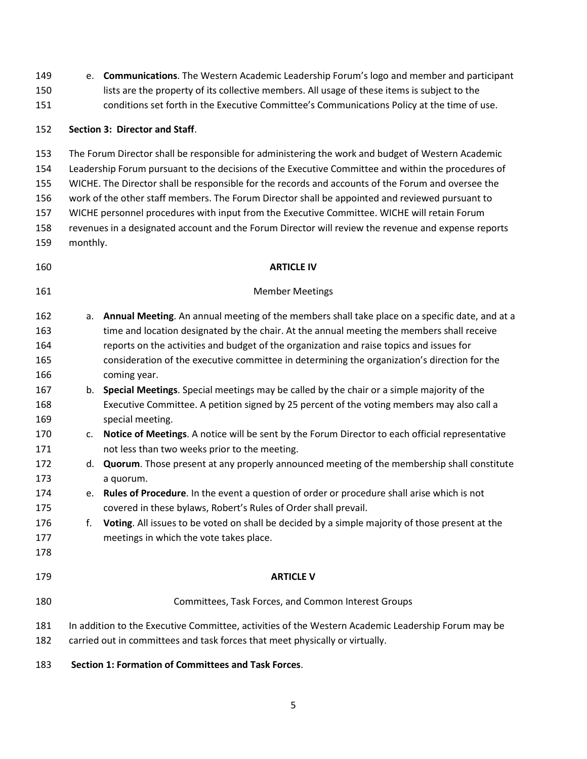e. **Communications**. The Western Academic Leadership Forum's logo and member and participant lists are the property of its collective members. All usage of these items is subject to the conditions set forth in the Executive Committee's Communications Policy at the time of use.

**Section 3: Director and Staff**.

The Forum Director shall be responsible for administering the work and budget of Western Academic Leadership Forum pursuant to the decisions of the Executive Committee and within the procedures of WICHE. The Director shall be responsible for the records and accounts of the Forum and oversee the work of the other staff members. The Forum Director shall be appointed and reviewed pursuant to WICHE personnel procedures with input from the Executive Committee. WICHE will retain Forum revenues in a designated account and the Forum Director will review the revenue and expense reports monthly.

## ARTICLE IV

### Member Meetings

a. **Annual Meeting**. An annual meeting of the members shall take place on a specific date, and at a time and location designated by the chair. At the annual meeting the members shall receive reports on the activities and budget of the organization and raise topics and issues for consideration of the executive committee in determining the organization's direction for the coming year.

b. **Special Meetings**. Special meetings may be called by the chair or a simple majority of the Executive Committee. A petition signed by 25 percent of the voting members may also call a special meeting.

c. **Notice of Meetings**. A notice will be sent by the Forum Director to each official representative not less than two weeks prior to the meeting.

d. **Quorum**. Those present at any properly announced meeting of the membership shall constitute a quorum.

e. **Rules of Procedure**. In the event a question of order or procedure shall arise which is not covered in these bylaws, Robert's Rules of Order shall prevail.

f. **Voting**. All issues to be voted on shall be decided by a simple majority of those present at the meetings in which the vote takes place.

## ARTICLE V

### Committees, Task Forces, and Common Interest Groups

In addition to the Executive Committee, activities of the Western Academic Leadership Forum may be carried out in committees and task forces that meet physically or virtually.

**Section 1: Formation of Committees and Task Forces**.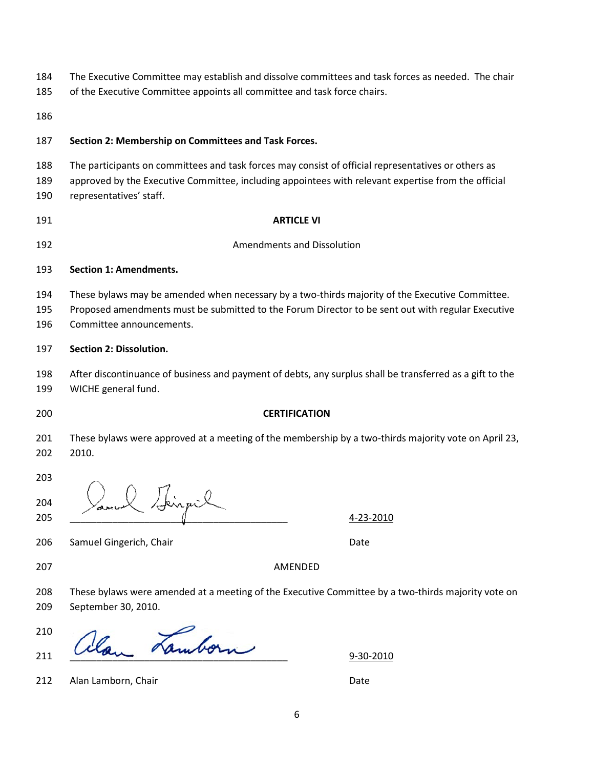The Executive Committee may establish and dissolve committees and task forces as needed. The chair of the Executive Committee appoints all committee and task force chairs.

**Section 2: Membership on Committees and Task Forces.**

The participants on committees and task forces may consist of official representatives or others as approved by the Executive Committee, including appointees with relevant expertise from the official representatives' staff.

## ARTICLE VI

Amendments and Dissolution

**Section 1: Amendments.**

These bylaws may be amended when necessary by a two-thirds majority of the Executive Committee. Proposed amendments must be submitted to the Forum Director to be sent out with regular Executive Committee announcements.

**Section 2: Dissolution.**

After discontinuance of business and payment of debts, any surplus shall be transferred as a gift to the WICHE general fund.

## CERTIFICATION

These bylaws were approved at a meeting of the membership by a two-thirds majority vote on April 23, 2010.

________________________________________ 4-23-2010

Samuel Gingerich, Chair Date

AMENDED

These bylaws were amended at a meeting of the Executive Committee by a two-thirds majority vote on September 30, 2010.

________________________________________ 9-30-2010

Alan Lamborn, Chair Date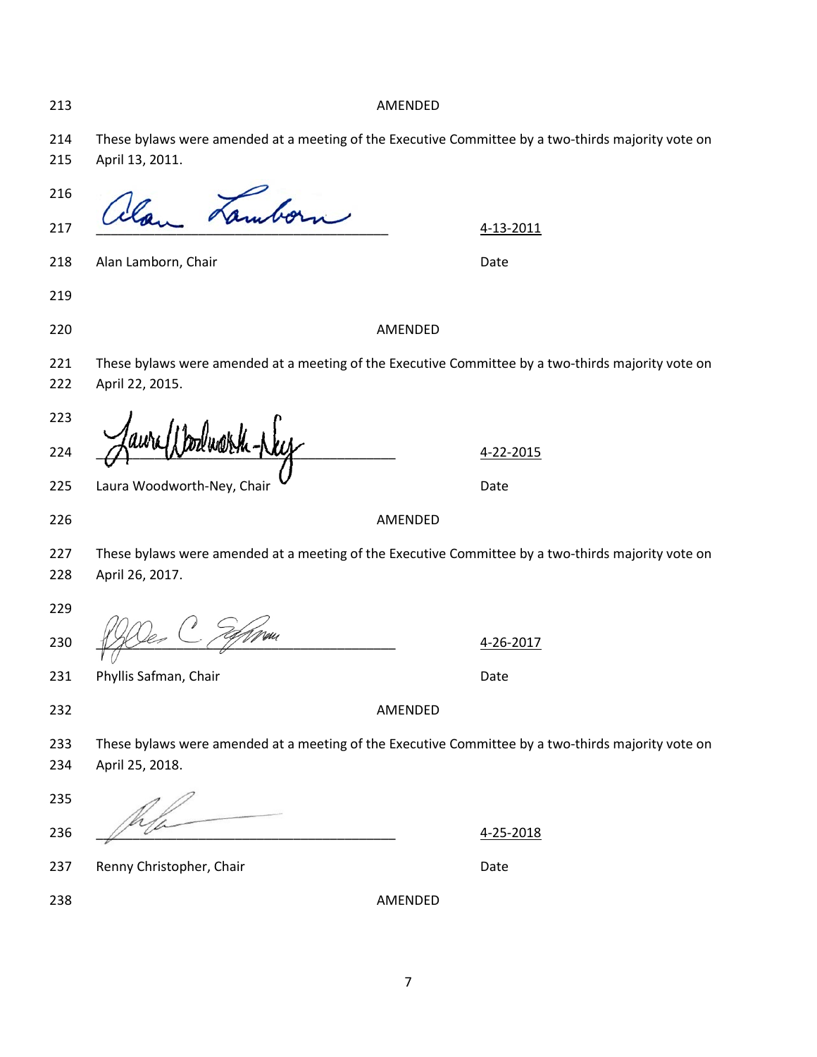AMENDED

These bylaws were amended at a meeting of the Executive Committee by a two-thirds majority vote on April 13, 2011.

\_\_\_\_\_\_\_\_\_\_\_\_\_\_\_\_\_\_\_\_\_\_\_\_\_\_\_\_\_\_\_\_\_\_\_\_\_\_ 4-13-2011

Alan Lamborn, Chair Date

AMENDED

These bylaws were amended at a meeting of the Executive Committee by a two-thirds majority vote on April 22, 2015.

\_\_\_\_\_\_\_\_\_\_\_\_\_\_\_\_\_\_\_\_\_\_\_\_\_\_\_\_\_\_\_\_\_\_\_\_\_\_ 4-22-2015

Laura Woodworth-Ney, Chair Date

AMENDED

These bylaws were amended at a meeting of the Executive Committee by a two-thirds majority vote on April 26, 2017.

\_\_\_\_\_\_\_\_\_\_\_\_\_\_\_\_\_\_\_\_\_\_\_\_\_\_\_\_\_\_\_\_\_\_\_\_\_\_ 4-26-2017

Phyllis Safman, Chair Date

AMENDED

These bylaws were amended at a meeting of the Executive Committee by a two-thirds majority vote on April 25, 2018.

\_\_\_\_\_\_\_\_\_\_\_\_\_\_\_\_\_\_\_\_\_\_\_\_\_\_\_\_\_\_\_\_\_\_\_\_\_\_ 4-25-2018

Renny Christopher, Chair Date

AMENDED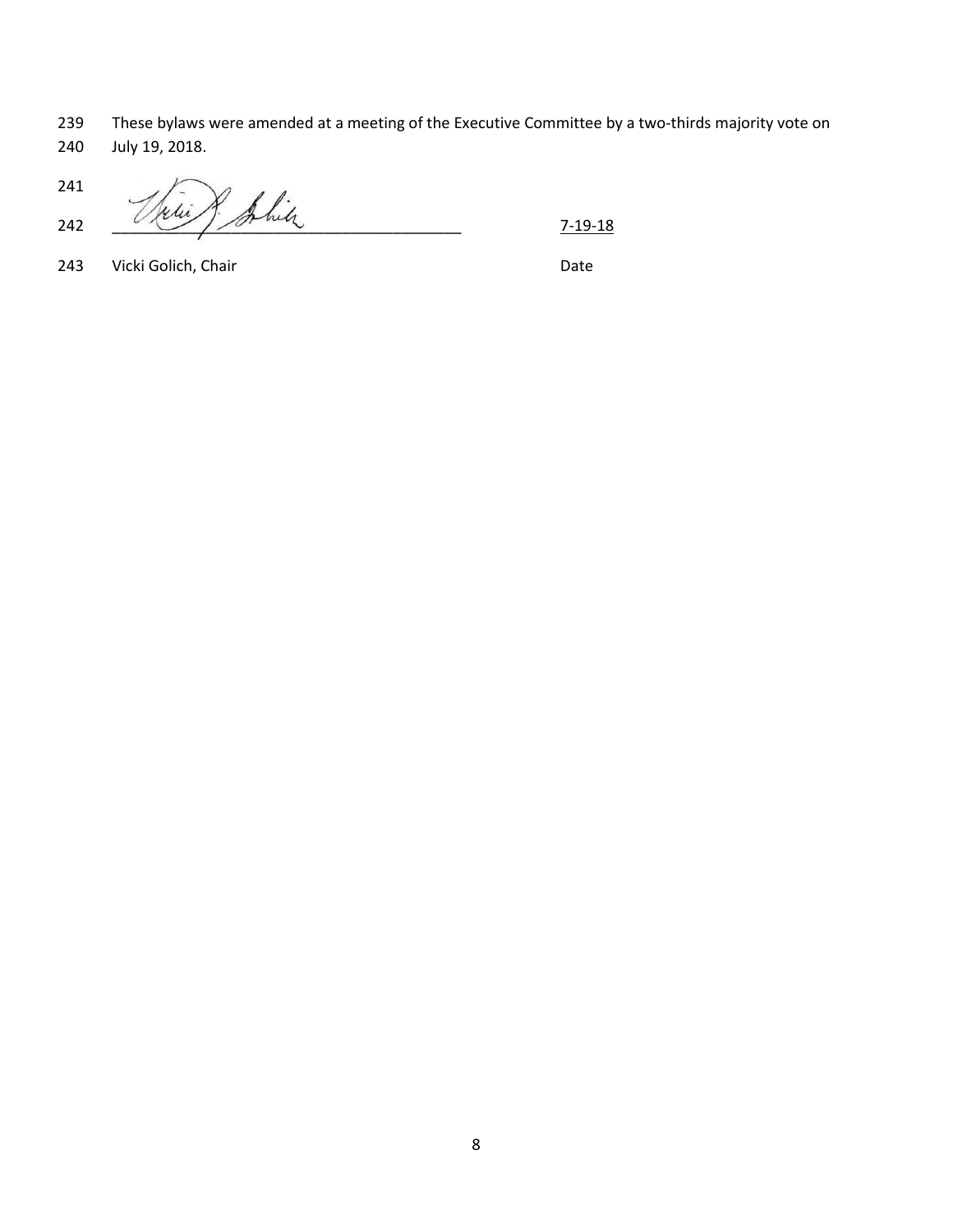239 These bylaws were amended at a meeting of the Executive Committee by a two-thirds majority vote on
240 July 19, 2018.

241

242 ________________________________________ 7-19-18

243 Vicki Golich, Chair Date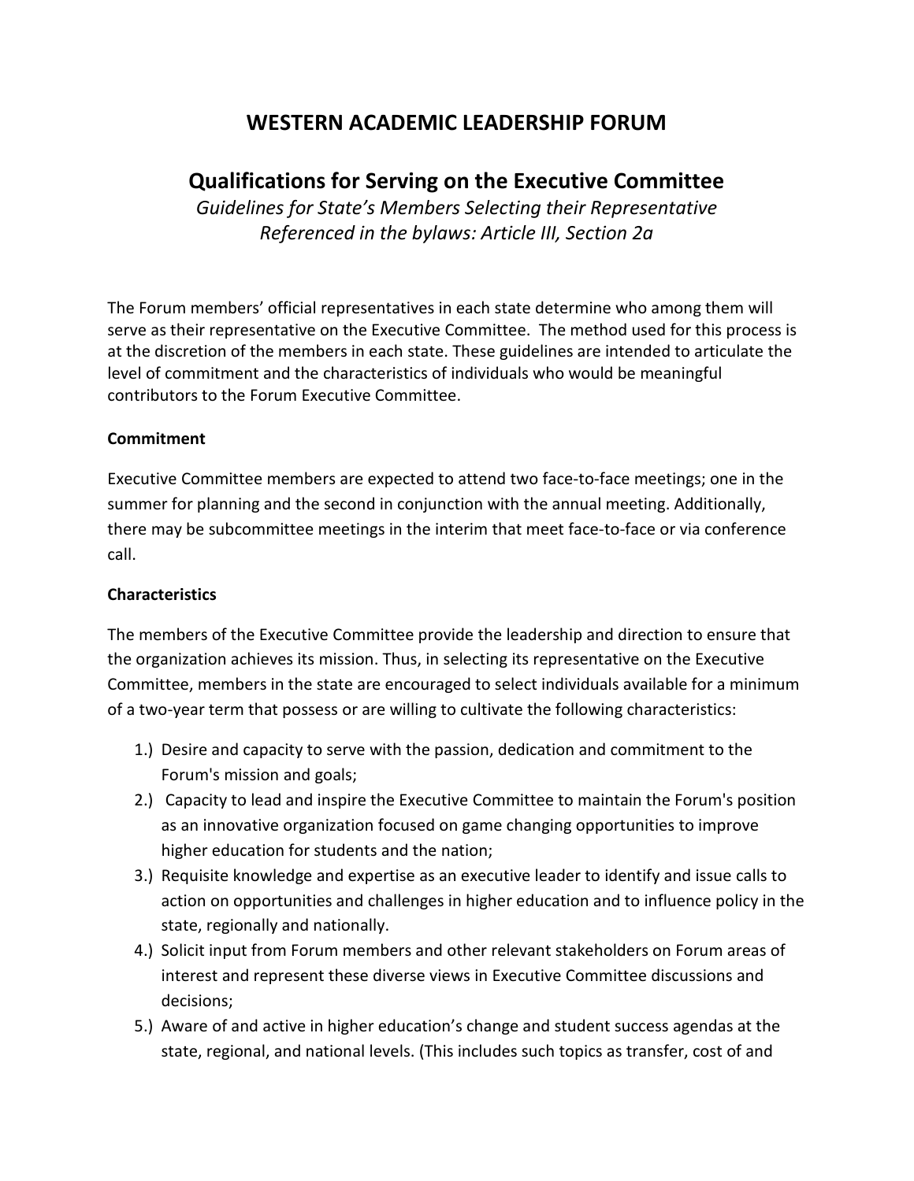# WESTERN ACADEMIC LEADERSHIP FORUM

## Qualifications for Serving on the Executive Committee

*Guidelines for State's Members Selecting their Representative*
*Referenced in the bylaws: Article III, Section 2a*

The Forum members' official representatives in each state determine who among them will serve as their representative on the Executive Committee. The method used for this process is at the discretion of the members in each state. These guidelines are intended to articulate the level of commitment and the characteristics of individuals who would be meaningful contributors to the Forum Executive Committee.

**Commitment**

Executive Committee members are expected to attend two face-to-face meetings; one in the summer for planning and the second in conjunction with the annual meeting. Additionally, there may be subcommittee meetings in the interim that meet face-to-face or via conference call.

**Characteristics**

The members of the Executive Committee provide the leadership and direction to ensure that the organization achieves its mission. Thus, in selecting its representative on the Executive Committee, members in the state are encouraged to select individuals available for a minimum of a two-year term that possess or are willing to cultivate the following characteristics:

1.) Desire and capacity to serve with the passion, dedication and commitment to the Forum's mission and goals;
2.) Capacity to lead and inspire the Executive Committee to maintain the Forum's position as an innovative organization focused on game changing opportunities to improve higher education for students and the nation;
3.) Requisite knowledge and expertise as an executive leader to identify and issue calls to action on opportunities and challenges in higher education and to influence policy in the state, regionally and nationally.
4.) Solicit input from Forum members and other relevant stakeholders on Forum areas of interest and represent these diverse views in Executive Committee discussions and decisions;
5.) Aware of and active in higher education's change and student success agendas at the state, regional, and national levels. (This includes such topics as transfer, cost of and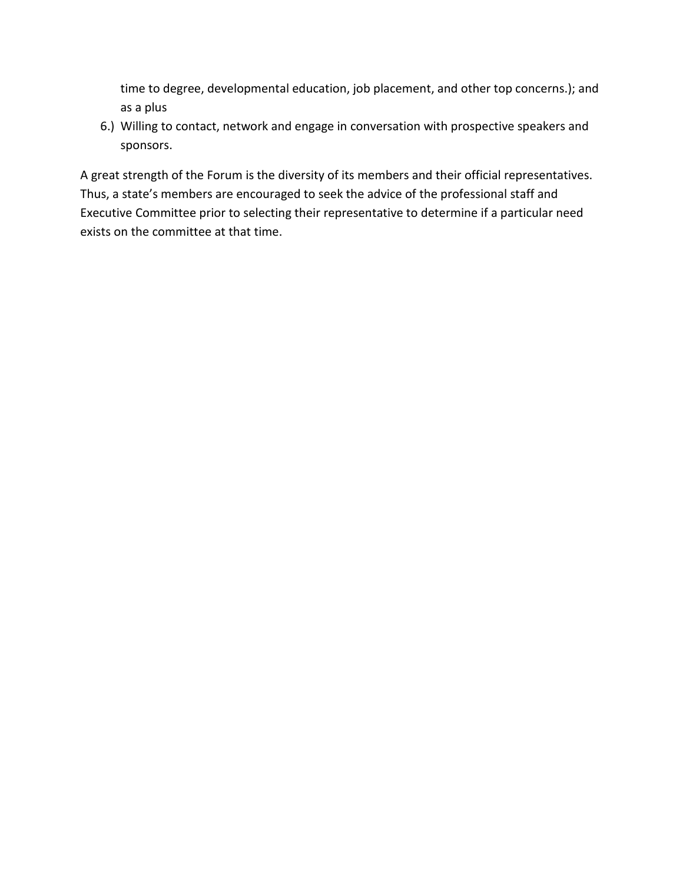time to degree, developmental education, job placement, and other top concerns.); and as a plus

6.) Willing to contact, network and engage in conversation with prospective speakers and sponsors.

A great strength of the Forum is the diversity of its members and their official representatives. Thus, a state's members are encouraged to seek the advice of the professional staff and Executive Committee prior to selecting their representative to determine if a particular need exists on the committee at that time.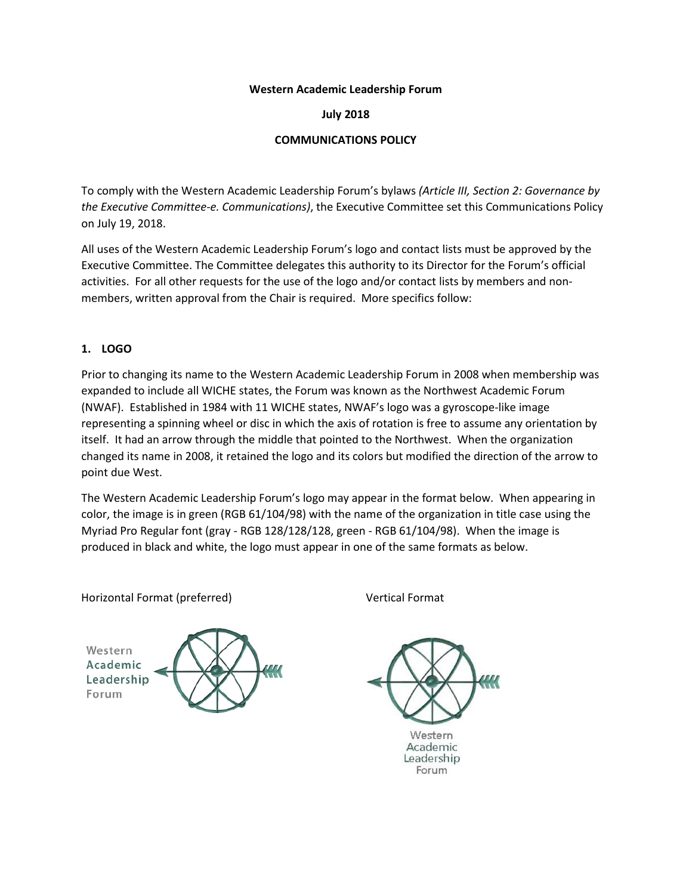**Western Academic Leadership Forum**

**July 2018**

**COMMUNICATIONS POLICY**

To comply with the Western Academic Leadership Forum's bylaws *(Article III, Section 2: Governance by the Executive Committee-e. Communications)*, the Executive Committee set this Communications Policy on July 19, 2018.

All uses of the Western Academic Leadership Forum's logo and contact lists must be approved by the Executive Committee. The Committee delegates this authority to its Director for the Forum's official activities. For all other requests for the use of the logo and/or contact lists by members and non-members, written approval from the Chair is required. More specifics follow:

## 1. LOGO

Prior to changing its name to the Western Academic Leadership Forum in 2008 when membership was expanded to include all WICHE states, the Forum was known as the Northwest Academic Forum (NWAF). Established in 1984 with 11 WICHE states, NWAF's logo was a gyroscope-like image representing a spinning wheel or disc in which the axis of rotation is free to assume any orientation by itself. It had an arrow through the middle that pointed to the Northwest. When the organization changed its name in 2008, it retained the logo and its colors but modified the direction of the arrow to point due West.

The Western Academic Leadership Forum's logo may appear in the format below. When appearing in color, the image is in green (RGB 61/104/98) with the name of the organization in title case using the Myriad Pro Regular font (gray - RGB 128/128/128, green - RGB 61/104/98). When the image is produced in black and white, the logo must appear in one of the same formats as below.

Horizontal Format (preferred)

Western
Academic
Leadership
Forum

Vertical Format

Western
Academic
Leadership
Forum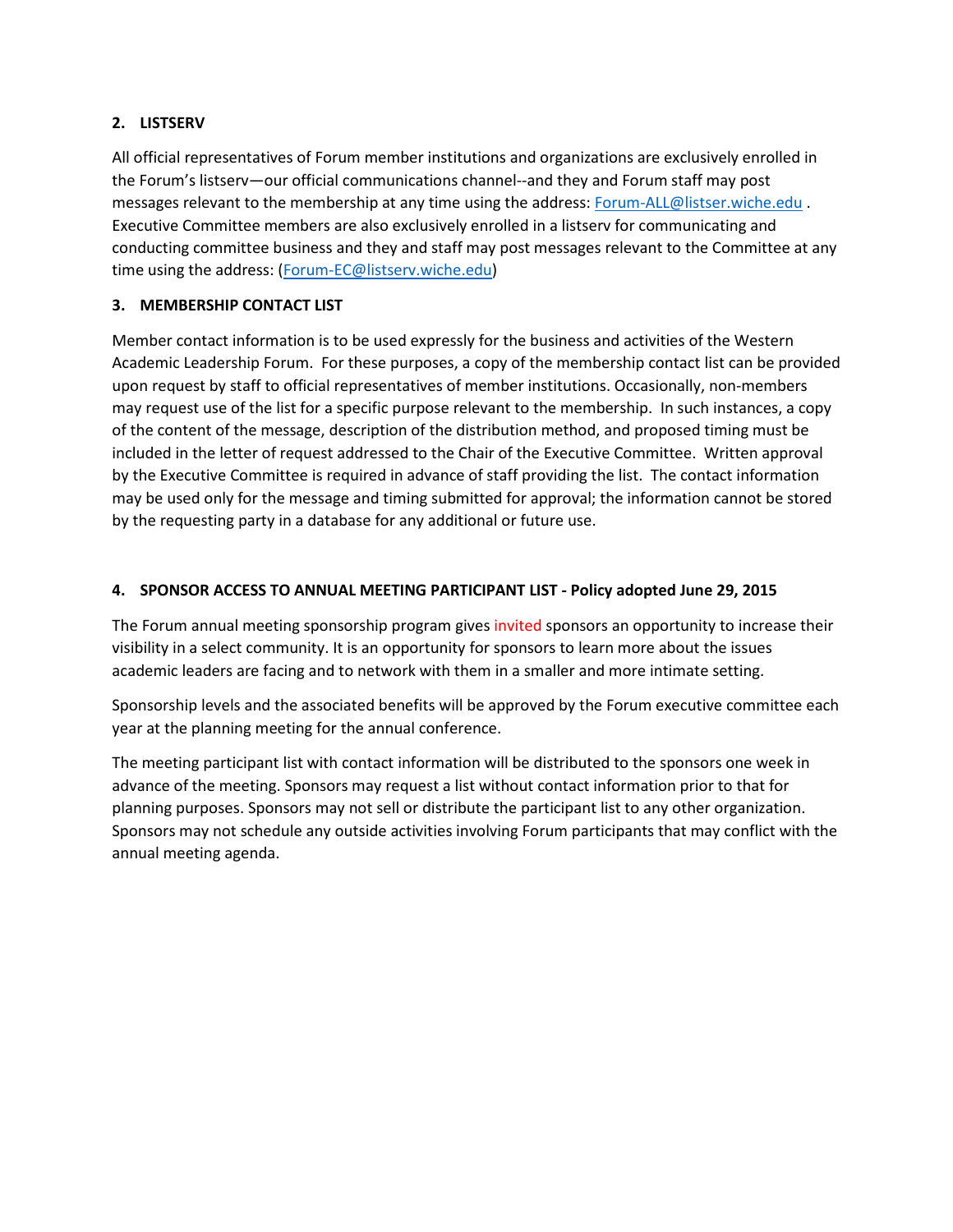**2. LISTSERV**

All official representatives of Forum member institutions and organizations are exclusively enrolled in the Forum's listserv—our official communications channel--and they and Forum staff may post messages relevant to the membership at any time using the address: Forum-ALL@listser.wiche.edu . Executive Committee members are also exclusively enrolled in a listserv for communicating and conducting committee business and they and staff may post messages relevant to the Committee at any time using the address: (Forum-EC@listserv.wiche.edu)

**3. MEMBERSHIP CONTACT LIST**

Member contact information is to be used expressly for the business and activities of the Western Academic Leadership Forum. For these purposes, a copy of the membership contact list can be provided upon request by staff to official representatives of member institutions. Occasionally, non-members may request use of the list for a specific purpose relevant to the membership. In such instances, a copy of the content of the message, description of the distribution method, and proposed timing must be included in the letter of request addressed to the Chair of the Executive Committee. Written approval by the Executive Committee is required in advance of staff providing the list. The contact information may be used only for the message and timing submitted for approval; the information cannot be stored by the requesting party in a database for any additional or future use.

**4. SPONSOR ACCESS TO ANNUAL MEETING PARTICIPANT LIST - Policy adopted June 29, 2015**

The Forum annual meeting sponsorship program gives invited sponsors an opportunity to increase their visibility in a select community. It is an opportunity for sponsors to learn more about the issues academic leaders are facing and to network with them in a smaller and more intimate setting.

Sponsorship levels and the associated benefits will be approved by the Forum executive committee each year at the planning meeting for the annual conference.

The meeting participant list with contact information will be distributed to the sponsors one week in advance of the meeting. Sponsors may request a list without contact information prior to that for planning purposes. Sponsors may not sell or distribute the participant list to any other organization. Sponsors may not schedule any outside activities involving Forum participants that may conflict with the annual meeting agenda.